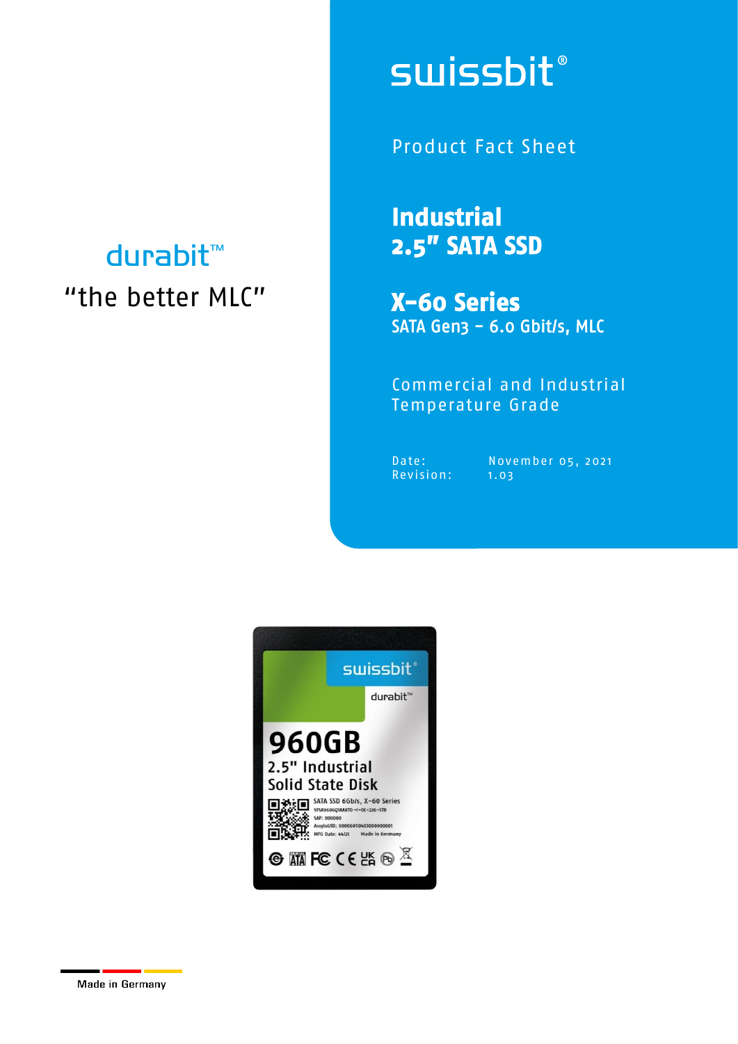swissbit®

Product Fact Sheet

# Industrial 2.5" SATA SSD

## X-60 Series

SATA Gen3 – 6.0 Gbit/s, MLC

Commercial and Industrial Temperature Grade

Date: November 05, 2021
Revision: 1.03

durabit™

"the better MLC"

Made in Germany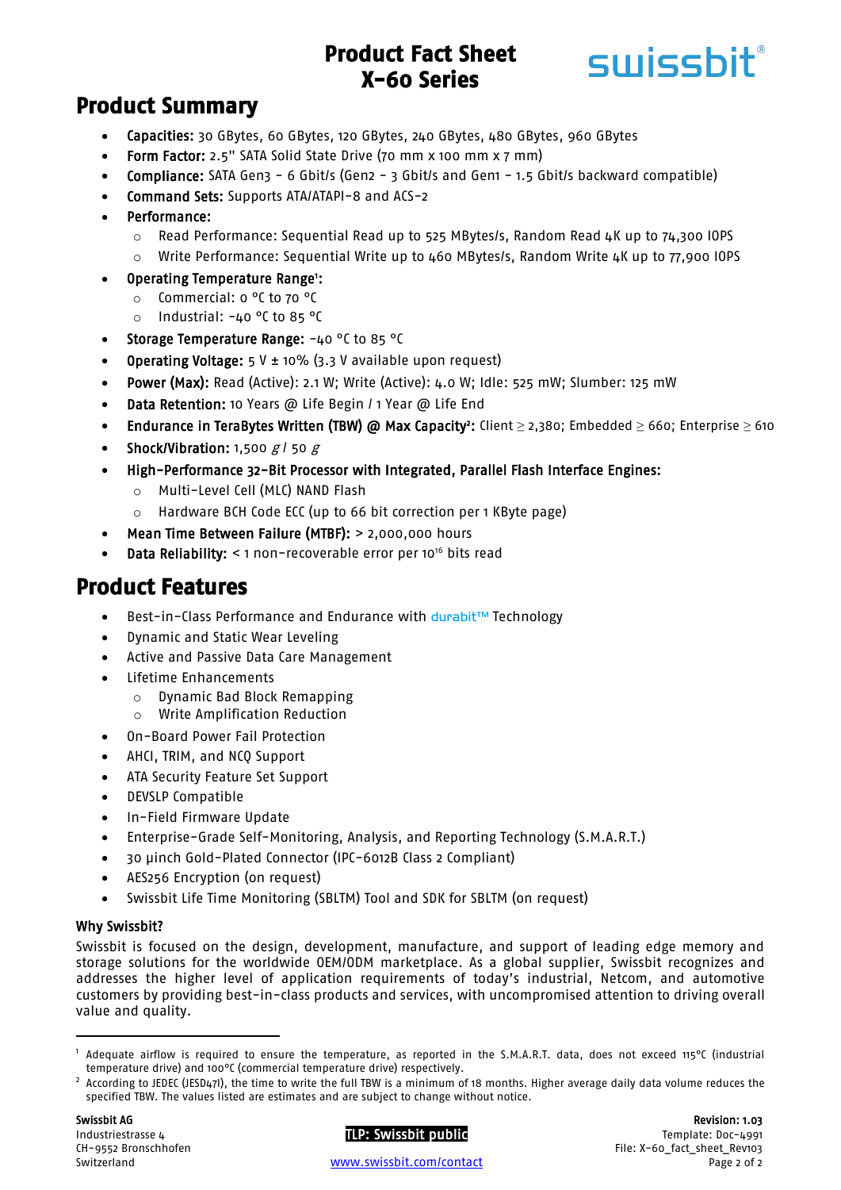# Product Fact Sheet X-60 Series

## Product Summary

- **Capacities:** 30 GBytes, 60 GBytes, 120 GBytes, 240 GBytes, 480 GBytes, 960 GBytes
- **Form Factor:** 2.5" SATA Solid State Drive (70 mm x 100 mm x 7 mm)
- **Compliance:** SATA Gen3 – 6 Gbit/s (Gen2 – 3 Gbit/s and Gen1 – 1.5 Gbit/s backward compatible)
- **Command Sets:** Supports ATA/ATAPI-8 and ACS-2
- **Performance:**
  - Read Performance: Sequential Read up to 525 MBytes/s, Random Read 4K up to 74,300 IOPS
  - Write Performance: Sequential Write up to 460 MBytes/s, Random Write 4K up to 77,900 IOPS
- **Operating Temperature Range**[1]**:**
  - Commercial: 0 °C to 70 °C
  - Industrial: -40 °C to 85 °C
- **Storage Temperature Range:** -40 °C to 85 °C
- **Operating Voltage:** 5 V ± 10% (3.3 V available upon request)
- **Power (Max):** Read (Active): 2.1 W; Write (Active): 4.0 W; Idle: 525 mW; Slumber: 125 mW
- **Data Retention:** 10 Years @ Life Begin / 1 Year @ Life End
- **Endurance in TeraBytes Written (TBW) @ Max Capacity**[2]**:** Client ≥ 2,380; Embedded ≥ 660; Enterprise ≥ 610
- **Shock/Vibration:** 1,500 *g* / 50 *g*
- **High-Performance 32-Bit Processor with Integrated, Parallel Flash Interface Engines:**
  - Multi-Level Cell (MLC) NAND Flash
  - Hardware BCH Code ECC (up to 66 bit correction per 1 KByte page)
- **Mean Time Between Failure (MTBF):** > 2,000,000 hours
- **Data Reliability:** < 1 non-recoverable error per $10^{16}$ bits read

## Product Features

- Best-in-Class Performance and Endurance with durabit™ Technology
- Dynamic and Static Wear Leveling
- Active and Passive Data Care Management
- Lifetime Enhancements
  - Dynamic Bad Block Remapping
  - Write Amplification Reduction
- On-Board Power Fail Protection
- AHCI, TRIM, and NCQ Support
- ATA Security Feature Set Support
- DEVSLP Compatible
- In-Field Firmware Update
- Enterprise-Grade Self-Monitoring, Analysis, and Reporting Technology (S.M.A.R.T.)
- 30 µinch Gold-Plated Connector (IPC-6012B Class 2 Compliant)
- AES256 Encryption (on request)
- Swissbit Life Time Monitoring (SBLTM) Tool and SDK for SBLTM (on request)

### Why Swissbit?

Swissbit is focused on the design, development, manufacture, and support of leading edge memory and storage solutions for the worldwide OEM/ODM marketplace. As a global supplier, Swissbit recognizes and addresses the higher level of application requirements of today's industrial, Netcom, and automotive customers by providing best-in-class products and services, with uncompromised attention to driving overall value and quality.

---

[1] Adequate airflow is required to ensure the temperature, as reported in the S.M.A.R.T. data, does not exceed 115°C (industrial temperature drive) and 100°C (commercial temperature drive) respectively.

[2] According to JEDEC (JESD47I), the time to write the full TBW is a minimum of 18 months. Higher average daily data volume reduces the specified TBW. The values listed are estimates and are subject to change without notice.

Swissbit AG
Industriestrasse 4
CH-9552 Bronschhofen
Switzerland

TLP: Swissbit public

www.swissbit.com/contact

Revision: 1.03
Template: Doc-4991
File: X-60_fact_sheet_Rev103